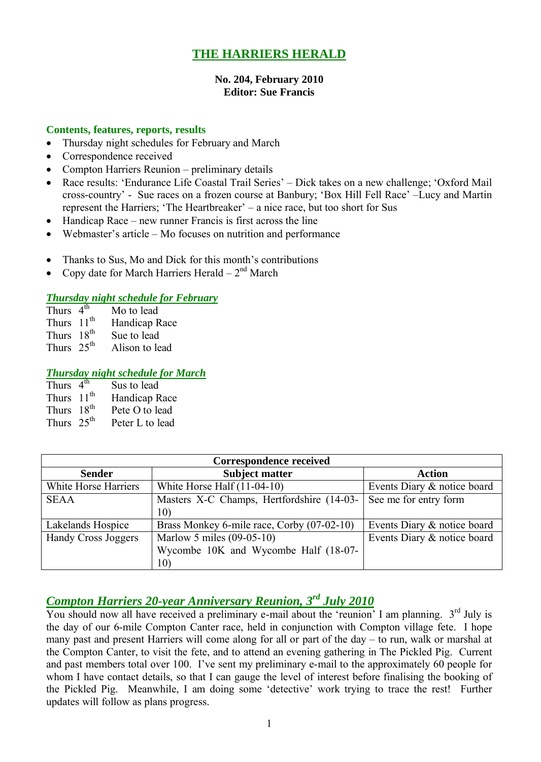# THE HARRIERS HERALD

**No. 204, February 2010**
**Editor: Sue Francis**

### Contents, features, reports, results

- Thursday night schedules for February and March
- Correspondence received
- Compton Harriers Reunion – preliminary details
- Race results: 'Endurance Life Coastal Trail Series' – Dick takes on a new challenge; 'Oxford Mail cross-country' - Sue races on a frozen course at Banbury; 'Box Hill Fell Race' –Lucy and Martin represent the Harriers; 'The Heartbreaker' – a nice race, but too short for Sus
- Handicap Race – new runner Francis is first across the line
- Webmaster's article – Mo focuses on nutrition and performance

- Thanks to Sus, Mo and Dick for this month's contributions
- Copy date for March Harriers Herald – 2nd March

### *Thursday night schedule for February*

Thurs 4th Mo to lead
Thurs 11th Handicap Race
Thurs 18th Sue to lead
Thurs 25th Alison to lead

### *Thursday night schedule for March*

Thurs 4th Sus to lead
Thurs 11th Handicap Race
Thurs 18th Pete O to lead
Thurs 25th Peter L to lead

| Correspondence received | | |
|---|---|---|
| **Sender** | **Subject matter** | **Action** |
| White Horse Harriers | White Horse Half (11-04-10) | Events Diary & notice board |
| SEAA | Masters X-C Champs, Hertfordshire (14-03-10) | See me for entry form |
| Lakelands Hospice | Brass Monkey 6-mile race, Corby (07-02-10) | Events Diary & notice board |
| Handy Cross Joggers | Marlow 5 miles (09-05-10)<br>Wycombe 10K and Wycombe Half (18-07-10) | Events Diary & notice board |

## *Compton Harriers 20-year Anniversary Reunion, 3rd July 2010*

You should now all have received a preliminary e-mail about the 'reunion' I am planning. 3rd July is the day of our 6-mile Compton Canter race, held in conjunction with Compton village fete. I hope many past and present Harriers will come along for all or part of the day – to run, walk or marshal at the Compton Canter, to visit the fete, and to attend an evening gathering in The Pickled Pig. Current and past members total over 100. I've sent my preliminary e-mail to the approximately 60 people for whom I have contact details, so that I can gauge the level of interest before finalising the booking of the Pickled Pig. Meanwhile, I am doing some 'detective' work trying to trace the rest! Further updates will follow as plans progress.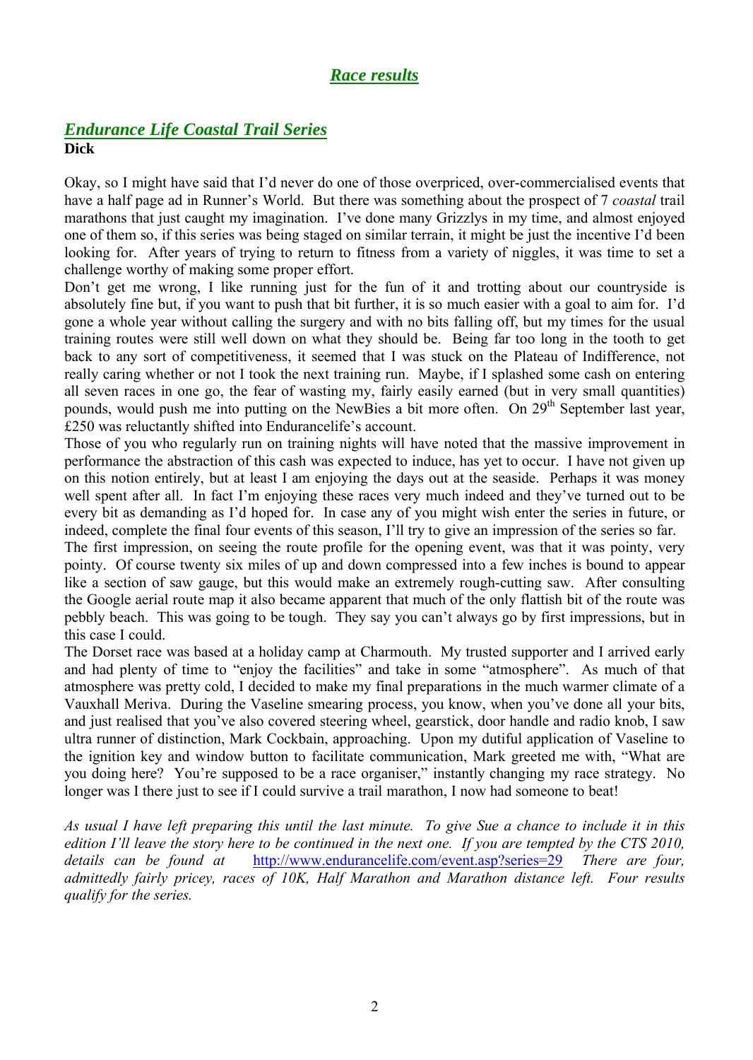## *Race results*

### *Endurance Life Coastal Trail Series*

**Dick**

Okay, so I might have said that I'd never do one of those overpriced, over-commercialised events that have a half page ad in Runner's World. But there was something about the prospect of 7 *coastal* trail marathons that just caught my imagination. I've done many Grizzlys in my time, and almost enjoyed one of them so, if this series was being staged on similar terrain, it might be just the incentive I'd been looking for. After years of trying to return to fitness from a variety of niggles, it was time to set a challenge worthy of making some proper effort.

Don't get me wrong, I like running just for the fun of it and trotting about our countryside is absolutely fine but, if you want to push that bit further, it is so much easier with a goal to aim for. I'd gone a whole year without calling the surgery and with no bits falling off, but my times for the usual training routes were still well down on what they should be. Being far too long in the tooth to get back to any sort of competitiveness, it seemed that I was stuck on the Plateau of Indifference, not really caring whether or not I took the next training run. Maybe, if I splashed some cash on entering all seven races in one go, the fear of wasting my, fairly easily earned (but in very small quantities) pounds, would push me into putting on the NewBies a bit more often. On 29th September last year, £250 was reluctantly shifted into Endurancelife's account.

Those of you who regularly run on training nights will have noted that the massive improvement in performance the abstraction of this cash was expected to induce, has yet to occur. I have not given up on this notion entirely, but at least I am enjoying the days out at the seaside. Perhaps it was money well spent after all. In fact I'm enjoying these races very much indeed and they've turned out to be every bit as demanding as I'd hoped for. In case any of you might wish enter the series in future, or indeed, complete the final four events of this season, I'll try to give an impression of the series so far.

The first impression, on seeing the route profile for the opening event, was that it was pointy, very pointy. Of course twenty six miles of up and down compressed into a few inches is bound to appear like a section of saw gauge, but this would make an extremely rough-cutting saw. After consulting the Google aerial route map it also became apparent that much of the only flattish bit of the route was pebbly beach. This was going to be tough. They say you can't always go by first impressions, but in this case I could.

The Dorset race was based at a holiday camp at Charmouth. My trusted supporter and I arrived early and had plenty of time to "enjoy the facilities" and take in some "atmosphere". As much of that atmosphere was pretty cold, I decided to make my final preparations in the much warmer climate of a Vauxhall Meriva. During the Vaseline smearing process, you know, when you've done all your bits, and just realised that you've also covered steering wheel, gearstick, door handle and radio knob, I saw ultra runner of distinction, Mark Cockbain, approaching. Upon my dutiful application of Vaseline to the ignition key and window button to facilitate communication, Mark greeted me with, "What are you doing here? You're supposed to be a race organiser," instantly changing my race strategy. No longer was I there just to see if I could survive a trail marathon, I now had someone to beat!

*As usual I have left preparing this until the last minute. To give Sue a chance to include it in this edition I'll leave the story here to be continued in the next one. If you are tempted by the CTS 2010, details can be found at* http://www.endurancelife.com/event.asp?series=29 *There are four, admittedly fairly pricey, races of 10K, Half Marathon and Marathon distance left. Four results qualify for the series.*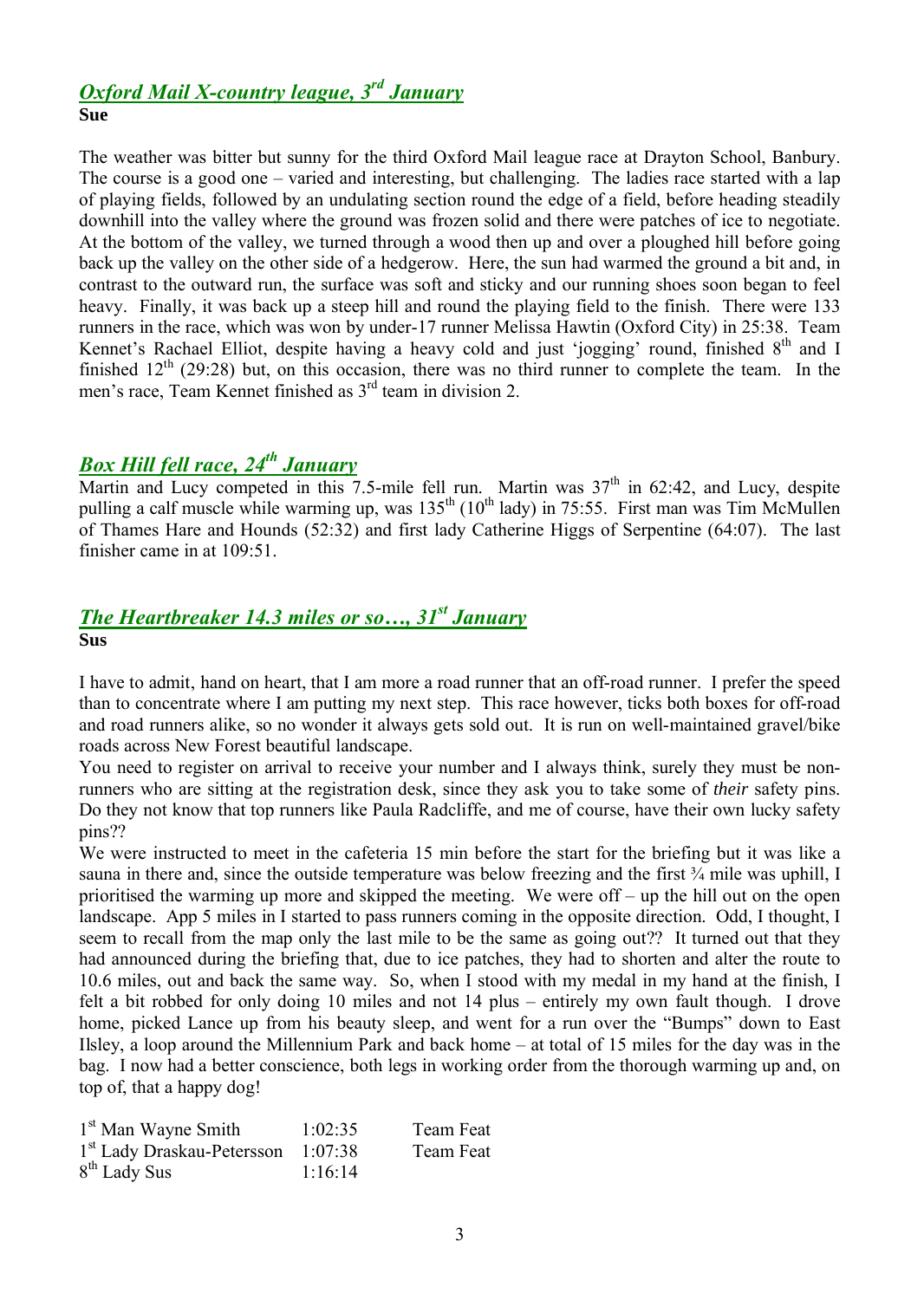## *Oxford Mail X-country league, 3rd January*

**Sue**

The weather was bitter but sunny for the third Oxford Mail league race at Drayton School, Banbury. The course is a good one – varied and interesting, but challenging. The ladies race started with a lap of playing fields, followed by an undulating section round the edge of a field, before heading steadily downhill into the valley where the ground was frozen solid and there were patches of ice to negotiate. At the bottom of the valley, we turned through a wood then up and over a ploughed hill before going back up the valley on the other side of a hedgerow. Here, the sun had warmed the ground a bit and, in contrast to the outward run, the surface was soft and sticky and our running shoes soon began to feel heavy. Finally, it was back up a steep hill and round the playing field to the finish. There were 133 runners in the race, which was won by under-17 runner Melissa Hawtin (Oxford City) in 25:38. Team Kennet's Rachael Elliot, despite having a heavy cold and just 'jogging' round, finished 8th and I finished 12th (29:28) but, on this occasion, there was no third runner to complete the team. In the men's race, Team Kennet finished as 3rd team in division 2.

## *Box Hill fell race, 24th January*

Martin and Lucy competed in this 7.5-mile fell run. Martin was 37th in 62:42, and Lucy, despite pulling a calf muscle while warming up, was 135th (10th lady) in 75:55. First man was Tim McMullen of Thames Hare and Hounds (52:32) and first lady Catherine Higgs of Serpentine (64:07). The last finisher came in at 109:51.

## *The Heartbreaker 14.3 miles or so…, 31st January*

**Sus**

I have to admit, hand on heart, that I am more a road runner that an off-road runner. I prefer the speed than to concentrate where I am putting my next step. This race however, ticks both boxes for off-road and road runners alike, so no wonder it always gets sold out. It is run on well-maintained gravel/bike roads across New Forest beautiful landscape.

You need to register on arrival to receive your number and I always think, surely they must be non-runners who are sitting at the registration desk, since they ask you to take some of *their* safety pins. Do they not know that top runners like Paula Radcliffe, and me of course, have their own lucky safety pins??

We were instructed to meet in the cafeteria 15 min before the start for the briefing but it was like a sauna in there and, since the outside temperature was below freezing and the first ¾ mile was uphill, I prioritised the warming up more and skipped the meeting. We were off – up the hill out on the open landscape. App 5 miles in I started to pass runners coming in the opposite direction. Odd, I thought, I seem to recall from the map only the last mile to be the same as going out?? It turned out that they had announced during the briefing that, due to ice patches, they had to shorten and alter the route to 10.6 miles, out and back the same way. So, when I stood with my medal in my hand at the finish, I felt a bit robbed for only doing 10 miles and not 14 plus – entirely my own fault though. I drove home, picked Lance up from his beauty sleep, and went for a run over the "Bumps" down to East Ilsley, a loop around the Millennium Park and back home – at total of 15 miles for the day was in the bag. I now had a better conscience, both legs in working order from the thorough warming up and, on top of, that a happy dog!

| | | |
|---|---|---|
| 1st Man Wayne Smith | 1:02:35 | Team Feat |
| 1st Lady Draskau-Petersson | 1:07:38 | Team Feat |
| 8th Lady Sus | 1:16:14 | |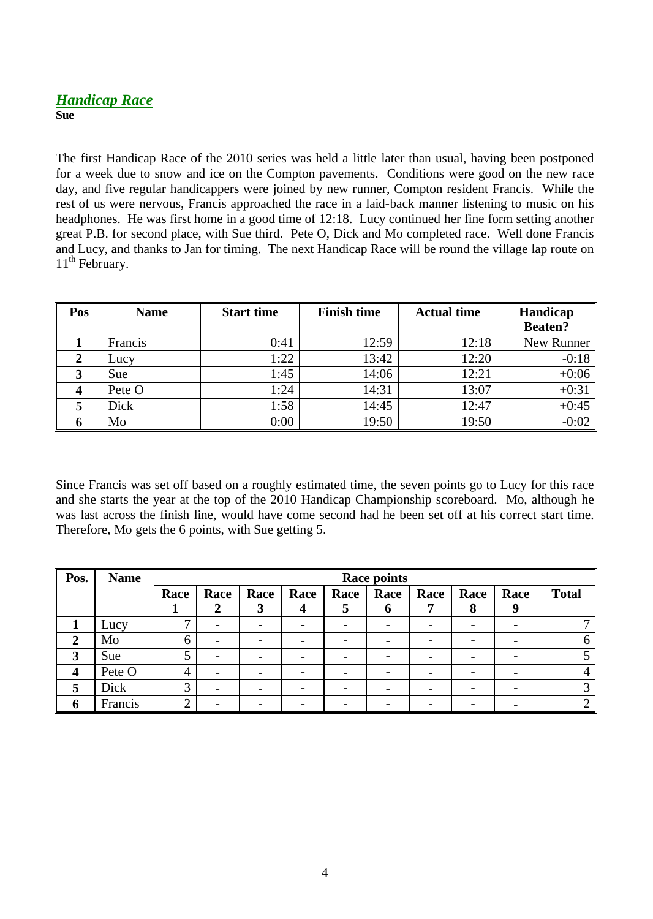## *Handicap Race*

**Sue**

The first Handicap Race of the 2010 series was held a little later than usual, having been postponed for a week due to snow and ice on the Compton pavements. Conditions were good on the new race day, and five regular handicappers were joined by new runner, Compton resident Francis. While the rest of us were nervous, Francis approached the race in a laid-back manner listening to music on his headphones. He was first home in a good time of 12:18. Lucy continued her fine form setting another great P.B. for second place, with Sue third. Pete O, Dick and Mo completed race. Well done Francis and Lucy, and thanks to Jan for timing. The next Handicap Race will be round the village lap route on 11th February.

| Pos | Name | Start time | Finish time | Actual time | Handicap Beaten? |
|---|---|---|---|---|---|
| **1** | Francis | 0:41 | 12:59 | 12:18 | New Runner |
| **2** | Lucy | 1:22 | 13:42 | 12:20 | -0:18 |
| **3** | Sue | 1:45 | 14:06 | 12:21 | +0:06 |
| **4** | Pete O | 1:24 | 14:31 | 13:07 | +0:31 |
| **5** | Dick | 1:58 | 14:45 | 12:47 | +0:45 |
| **6** | Mo | 0:00 | 19:50 | 19:50 | -0:02 |

Since Francis was set off based on a roughly estimated time, the seven points go to Lucy for this race and she starts the year at the top of the 2010 Handicap Championship scoreboard. Mo, although he was last across the finish line, would have come second had he been set off at his correct start time. Therefore, Mo gets the 6 points, with Sue getting 5.

| Pos. | Name | Race points | | | | | | | | | |
|---|---|---|---|---|---|---|---|---|---|---|---|
| | | Race 1 | Race 2 | Race 3 | Race 4 | Race 5 | Race 6 | Race 7 | Race 8 | Race 9 | Total |
| **1** | Lucy | 7 | - | - | - | - | - | - | - | - | 7 |
| **2** | Mo | 6 | - | - | - | - | - | - | - | - | 6 |
| **3** | Sue | 5 | - | - | - | - | - | - | - | - | 5 |
| **4** | Pete O | 4 | - | - | - | - | - | - | - | - | 4 |
| **5** | Dick | 3 | - | - | - | - | - | - | - | - | 3 |
| **6** | Francis | 2 | - | - | - | - | - | - | - | - | 2 |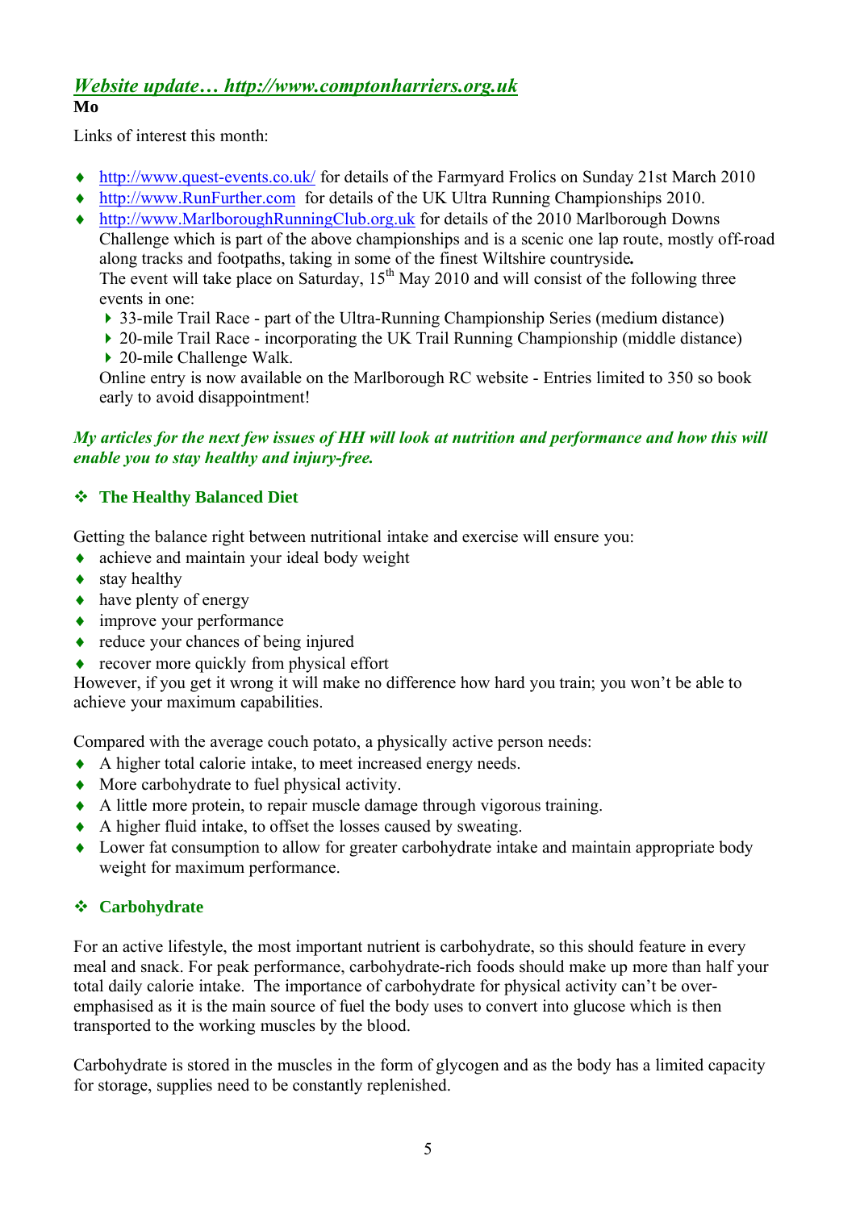## *[Website update… http://www.comptonharriers.org.uk](http://www.comptonharriers.org.uk)*

**Mo**

Links of interest this month:

- [http://www.quest-events.co.uk/](http://www.quest-events.co.uk/) for details of the Farmyard Frolics on Sunday 21st March 2010
- [http://www.RunFurther.com](http://www.RunFurther.com) for details of the UK Ultra Running Championships 2010.
- [http://www.MarlboroughRunningClub.org.uk](http://www.MarlboroughRunningClub.org.uk) for details of the 2010 Marlborough Downs Challenge which is part of the above championships and is a scenic one lap route, mostly off-road along tracks and footpaths, taking in some of the finest Wiltshire countryside.
  The event will take place on Saturday, 15th May 2010 and will consist of the following three events in one:
  - 33-mile Trail Race - part of the Ultra-Running Championship Series (medium distance)
  - 20-mile Trail Race - incorporating the UK Trail Running Championship (middle distance)
  - 20-mile Challenge Walk.

  Online entry is now available on the Marlborough RC website - Entries limited to 350 so book early to avoid disappointment!

***My articles for the next few issues of HH will look at nutrition and performance and how this will enable you to stay healthy and injury-free.***

### The Healthy Balanced Diet

Getting the balance right between nutritional intake and exercise will ensure you:

- achieve and maintain your ideal body weight
- stay healthy
- have plenty of energy
- improve your performance
- reduce your chances of being injured
- recover more quickly from physical effort

However, if you get it wrong it will make no difference how hard you train; you won't be able to achieve your maximum capabilities.

Compared with the average couch potato, a physically active person needs:

- A higher total calorie intake, to meet increased energy needs.
- More carbohydrate to fuel physical activity.
- A little more protein, to repair muscle damage through vigorous training.
- A higher fluid intake, to offset the losses caused by sweating.
- Lower fat consumption to allow for greater carbohydrate intake and maintain appropriate body weight for maximum performance.

### Carbohydrate

For an active lifestyle, the most important nutrient is carbohydrate, so this should feature in every meal and snack. For peak performance, carbohydrate-rich foods should make up more than half your total daily calorie intake. The importance of carbohydrate for physical activity can't be over-emphasised as it is the main source of fuel the body uses to convert into glucose which is then transported to the working muscles by the blood.

Carbohydrate is stored in the muscles in the form of glycogen and as the body has a limited capacity for storage, supplies need to be constantly replenished.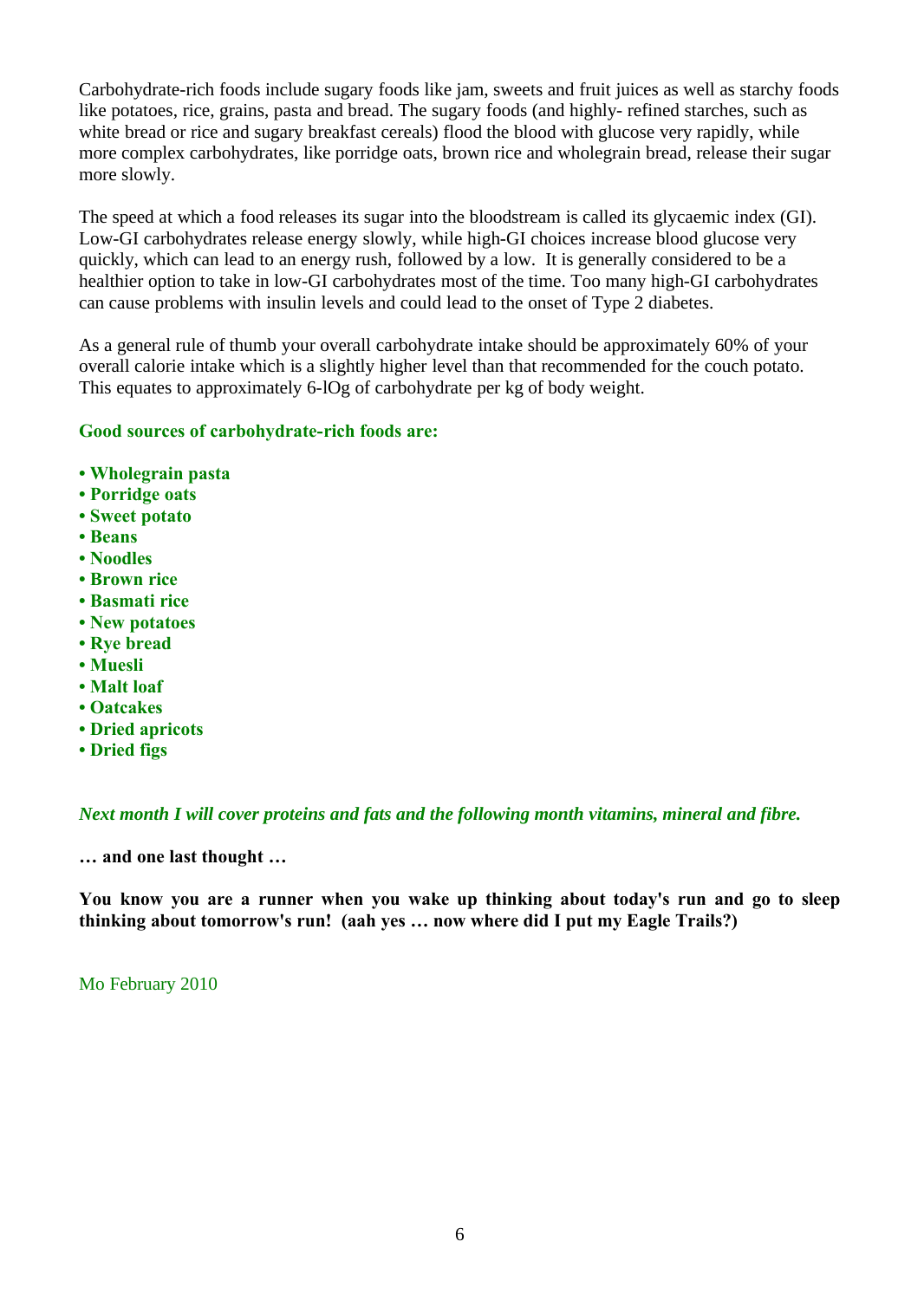Carbohydrate-rich foods include sugary foods like jam, sweets and fruit juices as well as starchy foods like potatoes, rice, grains, pasta and bread. The sugary foods (and highly- refined starches, such as white bread or rice and sugary breakfast cereals) flood the blood with glucose very rapidly, while more complex carbohydrates, like porridge oats, brown rice and wholegrain bread, release their sugar more slowly.

The speed at which a food releases its sugar into the bloodstream is called its glycaemic index (GI). Low-GI carbohydrates release energy slowly, while high-GI choices increase blood glucose very quickly, which can lead to an energy rush, followed by a low. It is generally considered to be a healthier option to take in low-GI carbohydrates most of the time. Too many high-GI carbohydrates can cause problems with insulin levels and could lead to the onset of Type 2 diabetes.

As a general rule of thumb your overall carbohydrate intake should be approximately 60% of your overall calorie intake which is a slightly higher level than that recommended for the couch potato. This equates to approximately 6-lOg of carbohydrate per kg of body weight.

**Good sources of carbohydrate-rich foods are:**

- **Wholegrain pasta**
- **Porridge oats**
- **Sweet potato**
- **Beans**
- **Noodles**
- **Brown rice**
- **Basmati rice**
- **New potatoes**
- **Rye bread**
- **Muesli**
- **Malt loaf**
- **Oatcakes**
- **Dried apricots**
- **Dried figs**

***Next month I will cover proteins and fats and the following month vitamins, mineral and fibre.***

**… and one last thought …**

**You know you are a runner when you wake up thinking about today's run and go to sleep thinking about tomorrow's run! (aah yes … now where did I put my Eagle Trails?)**

Mo February 2010